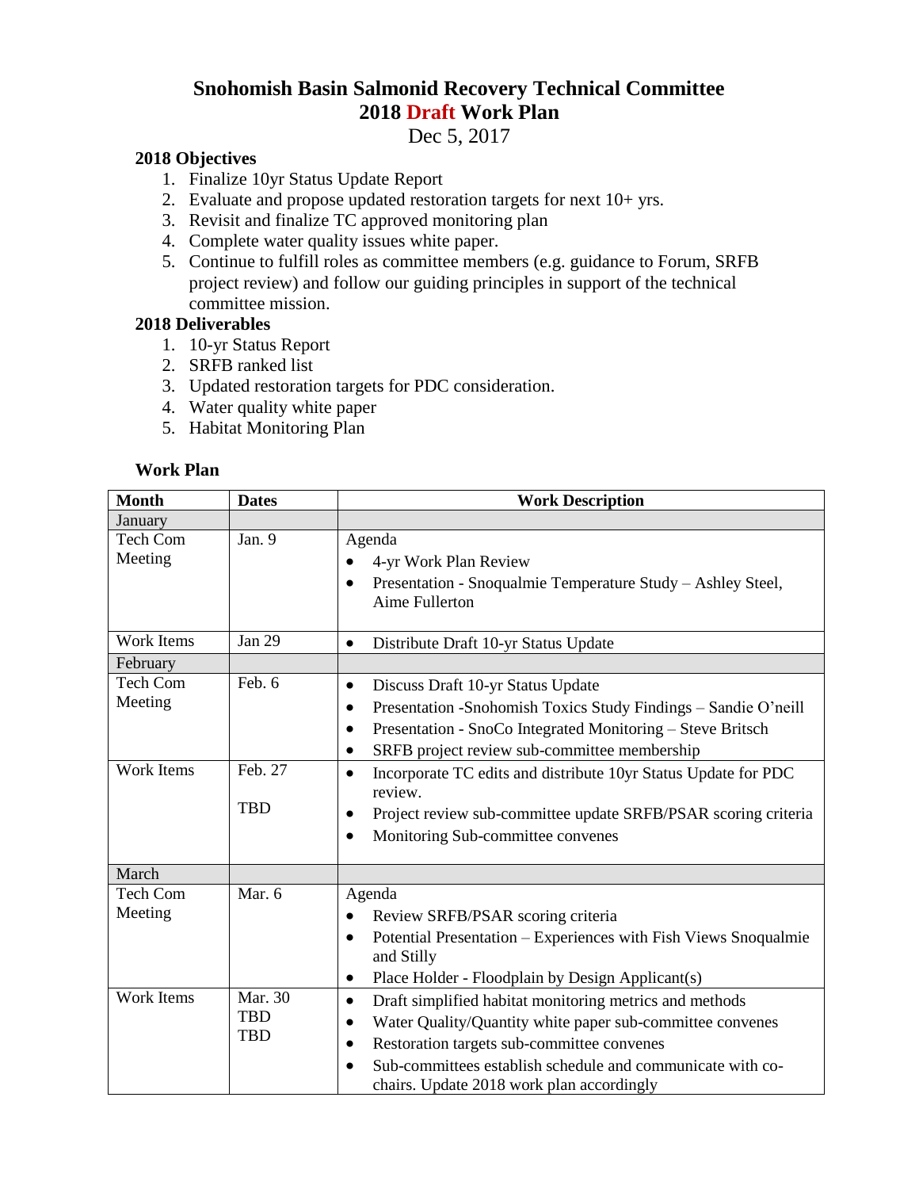# Snohomish Basin Salmonid Recovery Technical Committee
## 2018 Draft Work Plan

Dec 5, 2017

### 2018 Objectives

1. Finalize 10yr Status Update Report
2. Evaluate and propose updated restoration targets for next 10+ yrs.
3. Revisit and finalize TC approved monitoring plan
4. Complete water quality issues white paper.
5. Continue to fulfill roles as committee members (e.g. guidance to Forum, SRFB project review) and follow our guiding principles in support of the technical committee mission.

### 2018 Deliverables

1. 10-yr Status Report
2. SRFB ranked list
3. Updated restoration targets for PDC consideration.
4. Water quality white paper
5. Habitat Monitoring Plan

### Work Plan

| Month | Dates | Work Description |
|---|---|---|
| January | | |
| Tech Com Meeting | Jan. 9 | Agenda<br>• 4-yr Work Plan Review<br>• Presentation - Snoqualmie Temperature Study – Ashley Steel, Aime Fullerton |
| Work Items | Jan 29 | • Distribute Draft 10-yr Status Update |
| February | | |
| Tech Com Meeting | Feb. 6 | • Discuss Draft 10-yr Status Update<br>• Presentation -Snohomish Toxics Study Findings – Sandie O'neill<br>• Presentation - SnoCo Integrated Monitoring – Steve Britsch<br>• SRFB project review sub-committee membership |
| Work Items | Feb. 27<br>TBD | • Incorporate TC edits and distribute 10yr Status Update for PDC review.<br>• Project review sub-committee update SRFB/PSAR scoring criteria<br>• Monitoring Sub-committee convenes |
| March | | |
| Tech Com Meeting | Mar. 6 | Agenda<br>• Review SRFB/PSAR scoring criteria<br>• Potential Presentation – Experiences with Fish Views Snoqualmie and Stilly<br>• Place Holder - Floodplain by Design Applicant(s) |
| Work Items | Mar. 30<br>TBD<br>TBD | • Draft simplified habitat monitoring metrics and methods<br>• Water Quality/Quantity white paper sub-committee convenes<br>• Restoration targets sub-committee convenes<br>• Sub-committees establish schedule and communicate with co-chairs. Update 2018 work plan accordingly |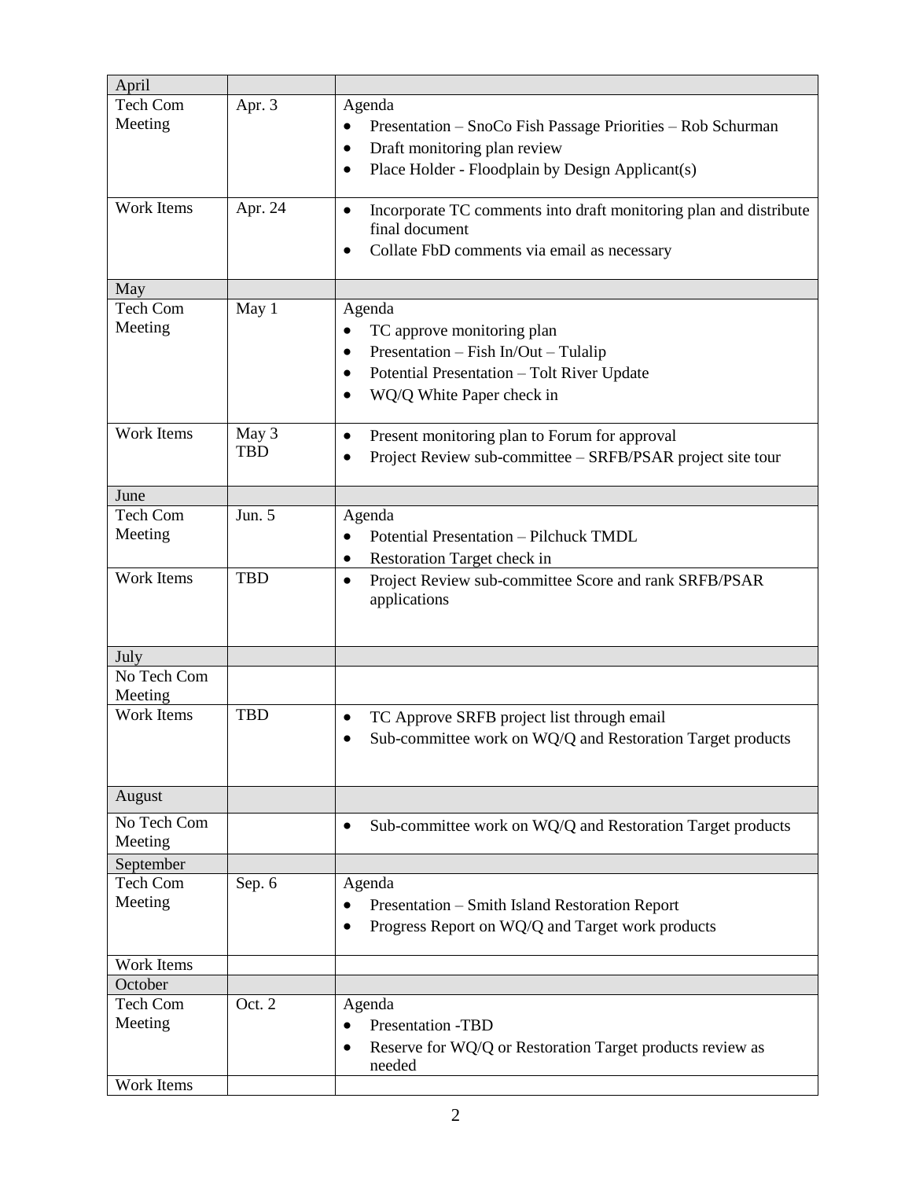| April | | |
|---|---|---|
| Tech Com Meeting | Apr. 3 | Agenda<br>• Presentation – SnoCo Fish Passage Priorities – Rob Schurman<br>• Draft monitoring plan review<br>• Place Holder - Floodplain by Design Applicant(s) |
| Work Items | Apr. 24 | • Incorporate TC comments into draft monitoring plan and distribute final document<br>• Collate FbD comments via email as necessary |
| May | | |
| Tech Com Meeting | May 1 | Agenda<br>• TC approve monitoring plan<br>• Presentation – Fish In/Out – Tulalip<br>• Potential Presentation – Tolt River Update<br>• WQ/Q White Paper check in |
| Work Items | May 3<br>TBD | • Present monitoring plan to Forum for approval<br>• Project Review sub-committee – SRFB/PSAR project site tour |
| June | | |
| Tech Com Meeting | Jun. 5 | Agenda<br>• Potential Presentation – Pilchuck TMDL<br>• Restoration Target check in |
| Work Items | TBD | • Project Review sub-committee Score and rank SRFB/PSAR applications |
| July | | |
| No Tech Com Meeting | | |
| Work Items | TBD | • TC Approve SRFB project list through email<br>• Sub-committee work on WQ/Q and Restoration Target products |
| August | | |
| No Tech Com Meeting | | • Sub-committee work on WQ/Q and Restoration Target products |
| September | | |
| Tech Com Meeting | Sep. 6 | Agenda<br>• Presentation – Smith Island Restoration Report<br>• Progress Report on WQ/Q and Target work products |
| Work Items | | |
| October | | |
| Tech Com Meeting | Oct. 2 | Agenda<br>• Presentation -TBD<br>• Reserve for WQ/Q or Restoration Target products review as needed |
| Work Items | | |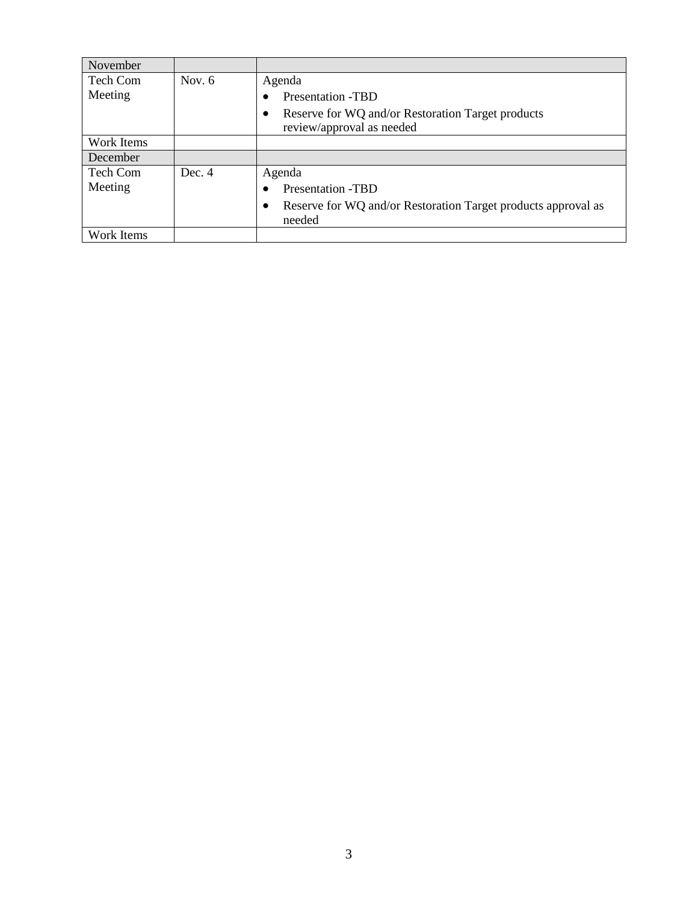| | | |
|---|---|---|
| November | | |
| Tech Com Meeting | Nov. 6 | Agenda<br>• Presentation -TBD<br>• Reserve for WQ and/or Restoration Target products review/approval as needed |
| Work Items | | |
| December | | |
| Tech Com Meeting | Dec. 4 | Agenda<br>• Presentation -TBD<br>• Reserve for WQ and/or Restoration Target products approval as needed |
| Work Items | | |